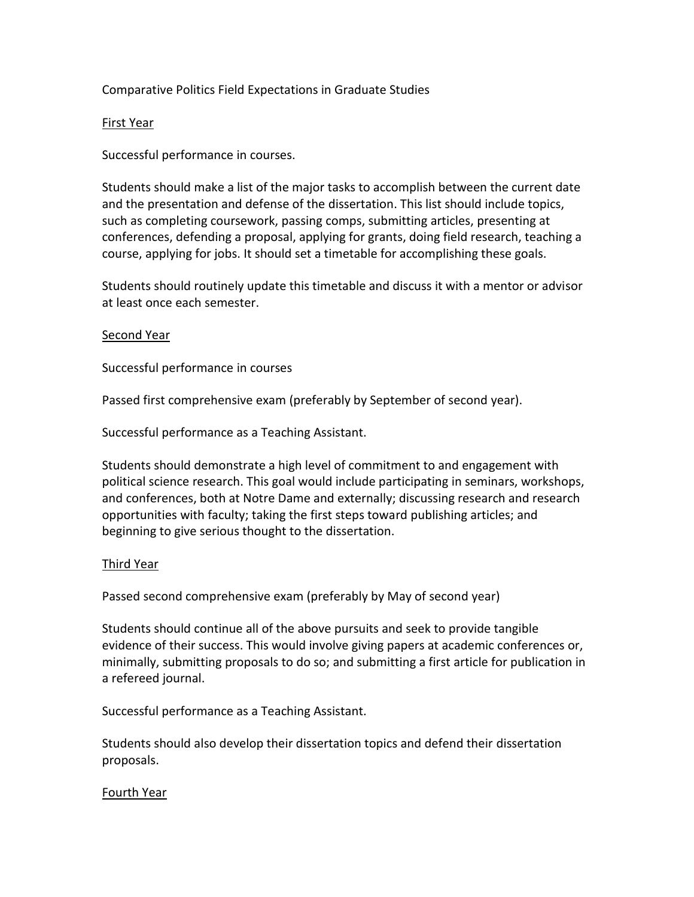Comparative Politics Field Expectations in Graduate Studies

First Year

Successful performance in courses.

Students should make a list of the major tasks to accomplish between the current date and the presentation and defense of the dissertation. This list should include topics, such as completing coursework, passing comps, submitting articles, presenting at conferences, defending a proposal, applying for grants, doing field research, teaching a course, applying for jobs. It should set a timetable for accomplishing these goals.

Students should routinely update this timetable and discuss it with a mentor or advisor at least once each semester.

Second Year

Successful performance in courses

Passed first comprehensive exam (preferably by September of second year).

Successful performance as a Teaching Assistant.

Students should demonstrate a high level of commitment to and engagement with political science research. This goal would include participating in seminars, workshops, and conferences, both at Notre Dame and externally; discussing research and research opportunities with faculty; taking the first steps toward publishing articles; and beginning to give serious thought to the dissertation.

Third Year

Passed second comprehensive exam (preferably by May of second year)

Students should continue all of the above pursuits and seek to provide tangible evidence of their success. This would involve giving papers at academic conferences or, minimally, submitting proposals to do so; and submitting a first article for publication in a refereed journal.

Successful performance as a Teaching Assistant.

Students should also develop their dissertation topics and defend their dissertation proposals.

Fourth Year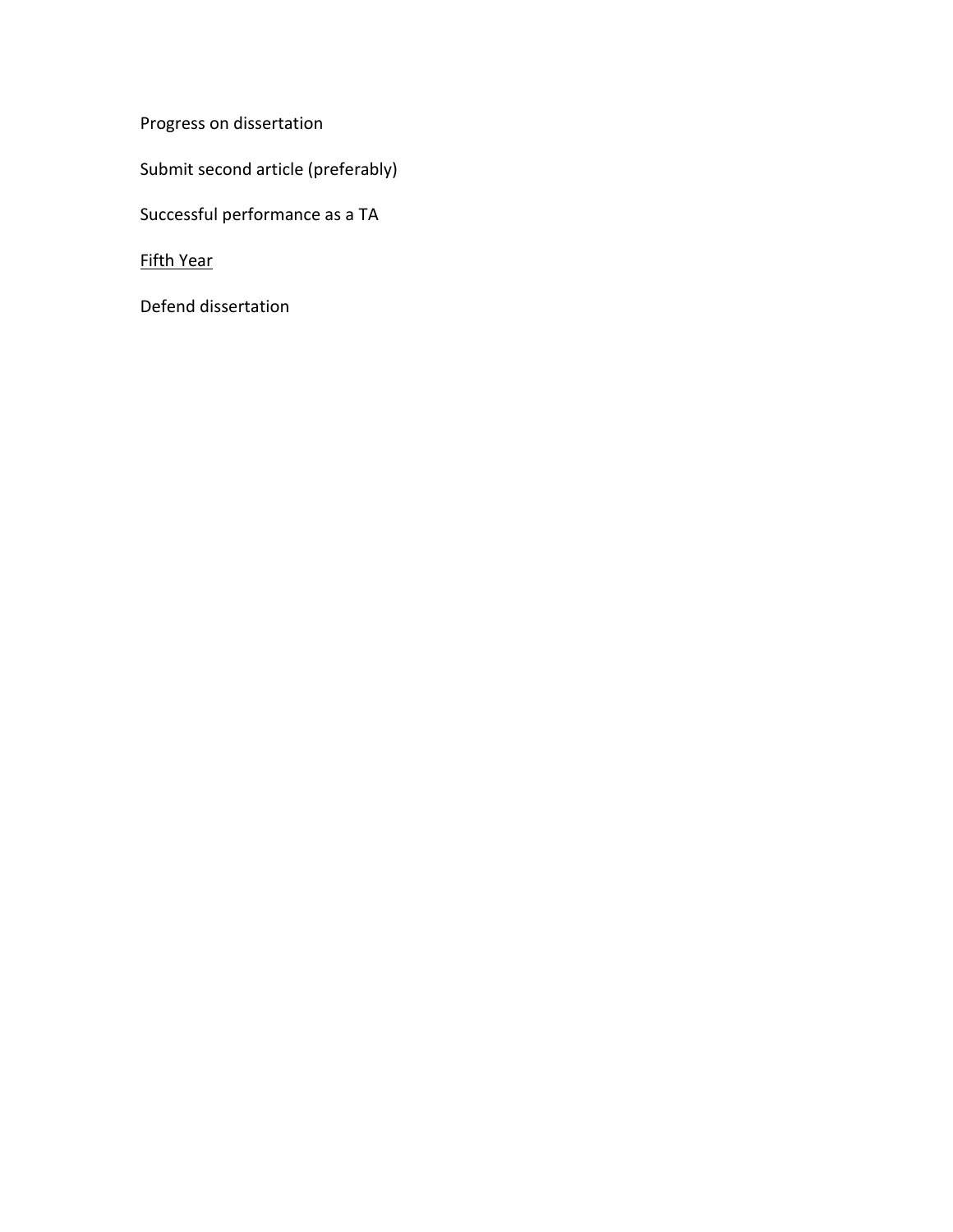Progress on dissertation

Submit second article (preferably)

Successful performance as a TA

<u>Fifth Year</u>

Defend dissertation